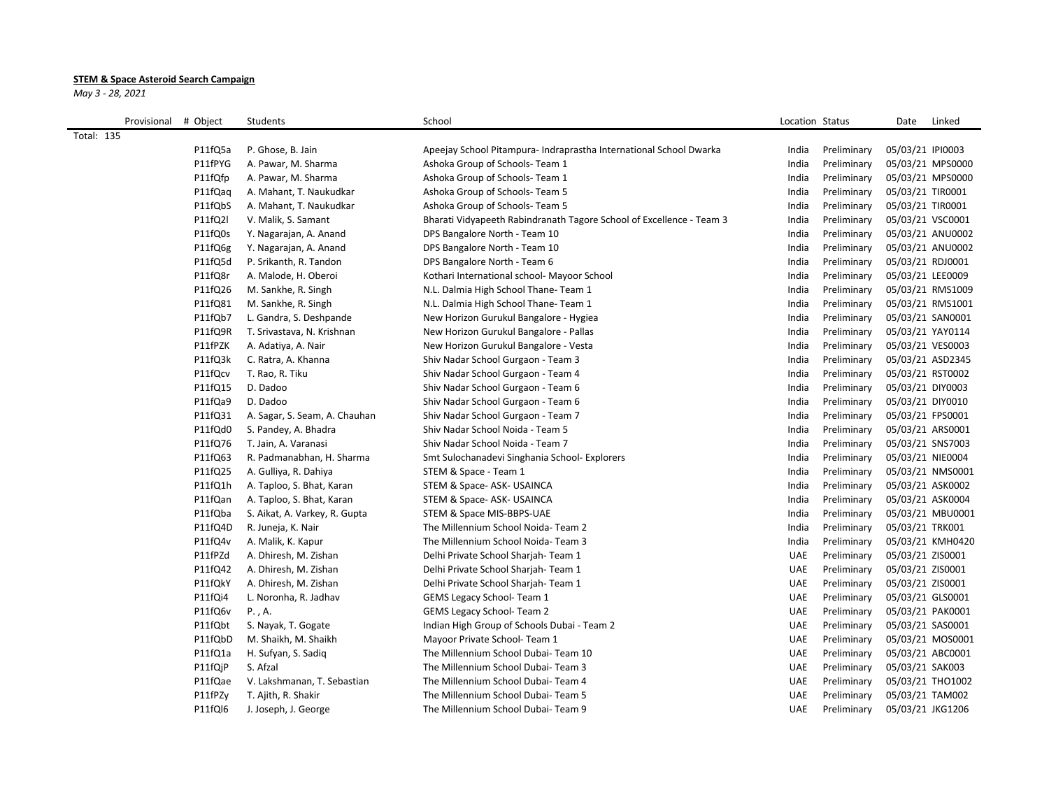**STEM & Space Asteroid Search Campaign**

*May 3 - 28, 2021*

| Provisional | # Object | Students | School | Location | Status | Date | Linked |
|---|---|---|---|---|---|---|---|
| Total: 135 | | | | | | | |
| | P11fQ5a | P. Ghose, B. Jain | Apeejay School Pitampura- Indraprastha International School Dwarka | India | Preliminary | 05/03/21 | IPI0003 |
| | P11fPYG | A. Pawar, M. Sharma | Ashoka Group of Schools- Team 1 | India | Preliminary | 05/03/21 | MPS0000 |
| | P11fQfp | A. Pawar, M. Sharma | Ashoka Group of Schools- Team 1 | India | Preliminary | 05/03/21 | MPS0000 |
| | P11fQaq | A. Mahant, T. Naukudkar | Ashoka Group of Schools- Team 5 | India | Preliminary | 05/03/21 | TIR0001 |
| | P11fQbS | A. Mahant, T. Naukudkar | Ashoka Group of Schools- Team 5 | India | Preliminary | 05/03/21 | TIR0001 |
| | P11fQ2l | V. Malik, S. Samant | Bharati Vidyapeeth Rabindranath Tagore School of Excellence - Team 3 | India | Preliminary | 05/03/21 | VSC0001 |
| | P11fQ0s | Y. Nagarajan, A. Anand | DPS Bangalore North - Team 10 | India | Preliminary | 05/03/21 | ANU0002 |
| | P11fQ6g | Y. Nagarajan, A. Anand | DPS Bangalore North - Team 10 | India | Preliminary | 05/03/21 | ANU0002 |
| | P11fQ5d | P. Srikanth, R. Tandon | DPS Bangalore North - Team 6 | India | Preliminary | 05/03/21 | RDJ0001 |
| | P11fQ8r | A. Malode, H. Oberoi | Kothari International school- Mayoor School | India | Preliminary | 05/03/21 | LEE0009 |
| | P11fQ26 | M. Sankhe, R. Singh | N.L. Dalmia High School Thane- Team 1 | India | Preliminary | 05/03/21 | RMS1009 |
| | P11fQ81 | M. Sankhe, R. Singh | N.L. Dalmia High School Thane- Team 1 | India | Preliminary | 05/03/21 | RMS1001 |
| | P11fQb7 | L. Gandra, S. Deshpande | New Horizon Gurukul Bangalore - Hygiea | India | Preliminary | 05/03/21 | SAN0001 |
| | P11fQ9R | T. Srivastava, N. Krishnan | New Horizon Gurukul Bangalore - Pallas | India | Preliminary | 05/03/21 | YAY0114 |
| | P11fPZK | A. Adatiya, A. Nair | New Horizon Gurukul Bangalore - Vesta | India | Preliminary | 05/03/21 | VES0003 |
| | P11fQ3k | C. Ratra, A. Khanna | Shiv Nadar School Gurgaon - Team 3 | India | Preliminary | 05/03/21 | ASD2345 |
| | P11fQcv | T. Rao, R. Tiku | Shiv Nadar School Gurgaon - Team 4 | India | Preliminary | 05/03/21 | RST0002 |
| | P11fQ15 | D. Dadoo | Shiv Nadar School Gurgaon - Team 6 | India | Preliminary | 05/03/21 | DIY0003 |
| | P11fQa9 | D. Dadoo | Shiv Nadar School Gurgaon - Team 6 | India | Preliminary | 05/03/21 | DIY0010 |
| | P11fQ31 | A. Sagar, S. Seam, A. Chauhan | Shiv Nadar School Gurgaon - Team 7 | India | Preliminary | 05/03/21 | FPS0001 |
| | P11fQd0 | S. Pandey, A. Bhadra | Shiv Nadar School Noida - Team 5 | India | Preliminary | 05/03/21 | ARS0001 |
| | P11fQ76 | T. Jain, A. Varanasi | Shiv Nadar School Noida - Team 7 | India | Preliminary | 05/03/21 | SNS7003 |
| | P11fQ63 | R. Padmanabhan, H. Sharma | Smt Sulochanadevi Singhania School- Explorers | India | Preliminary | 05/03/21 | NIE0004 |
| | P11fQ25 | A. Gulliya, R. Dahiya | STEM & Space - Team 1 | India | Preliminary | 05/03/21 | NMS0001 |
| | P11fQ1h | A. Taploo, S. Bhat, Karan | STEM & Space- ASK- USAINCA | India | Preliminary | 05/03/21 | ASK0002 |
| | P11fQan | A. Taploo, S. Bhat, Karan | STEM & Space- ASK- USAINCA | India | Preliminary | 05/03/21 | ASK0004 |
| | P11fQba | S. Aikat, A. Varkey, R. Gupta | STEM & Space MIS-BBPS-UAE | India | Preliminary | 05/03/21 | MBU0001 |
| | P11fQ4D | R. Juneja, K. Nair | The Millennium School Noida- Team 2 | India | Preliminary | 05/03/21 | TRK001 |
| | P11fQ4v | A. Malik, K. Kapur | The Millennium School Noida- Team 3 | India | Preliminary | 05/03/21 | KMH0420 |
| | P11fPZd | A. Dhiresh, M. Zishan | Delhi Private School Sharjah- Team 1 | UAE | Preliminary | 05/03/21 | ZIS0001 |
| | P11fQ42 | A. Dhiresh, M. Zishan | Delhi Private School Sharjah- Team 1 | UAE | Preliminary | 05/03/21 | ZIS0001 |
| | P11fQkY | A. Dhiresh, M. Zishan | Delhi Private School Sharjah- Team 1 | UAE | Preliminary | 05/03/21 | ZIS0001 |
| | P11fQi4 | L. Noronha, R. Jadhav | GEMS Legacy School- Team 1 | UAE | Preliminary | 05/03/21 | GLS0001 |
| | P11fQ6v | P. , A. | GEMS Legacy School- Team 2 | UAE | Preliminary | 05/03/21 | PAK0001 |
| | P11fQbt | S. Nayak, T. Gogate | Indian High Group of Schools Dubai - Team 2 | UAE | Preliminary | 05/03/21 | SAS0001 |
| | P11fQbD | M. Shaikh, M. Shaikh | Mayoor Private School- Team 1 | UAE | Preliminary | 05/03/21 | MOS0001 |
| | P11fQ1a | H. Sufyan, S. Sadiq | The Millennium School Dubai- Team 10 | UAE | Preliminary | 05/03/21 | ABC0001 |
| | P11fQjP | S. Afzal | The Millennium School Dubai- Team 3 | UAE | Preliminary | 05/03/21 | SAK003 |
| | P11fQae | V. Lakshmanan, T. Sebastian | The Millennium School Dubai- Team 4 | UAE | Preliminary | 05/03/21 | THO1002 |
| | P11fPZy | T. Ajith, R. Shakir | The Millennium School Dubai- Team 5 | UAE | Preliminary | 05/03/21 | TAM002 |
| | P11fQl6 | J. Joseph, J. George | The Millennium School Dubai- Team 9 | UAE | Preliminary | 05/03/21 | JKG1206 |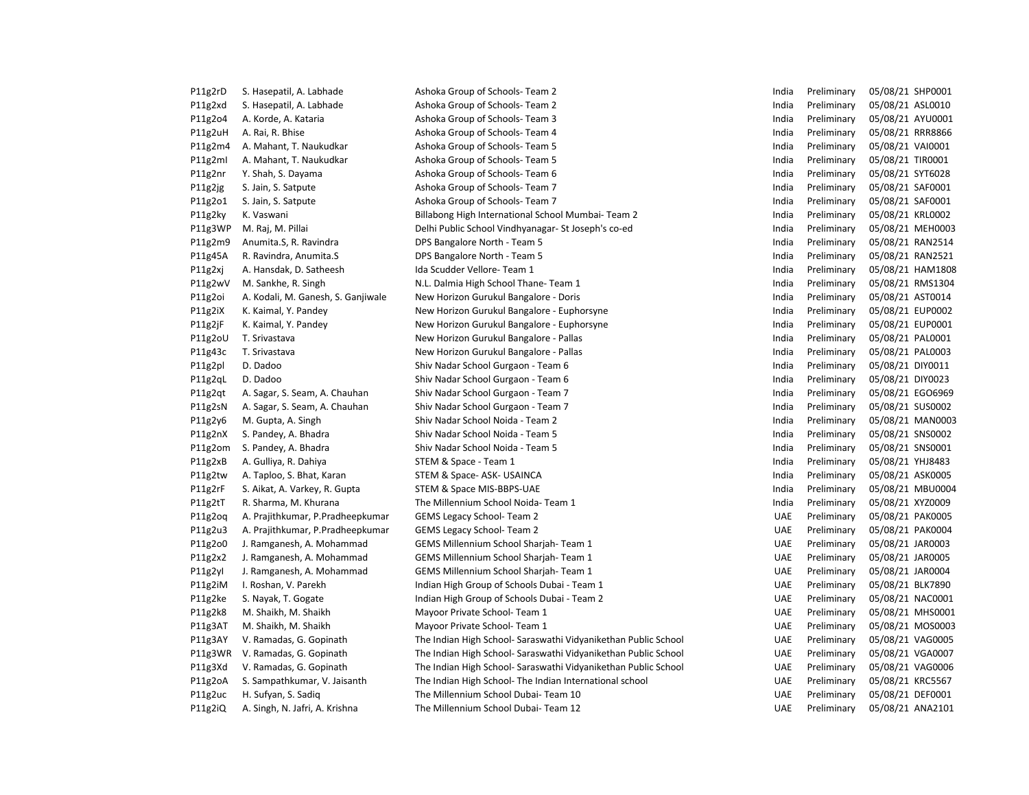| | | | | | | |
|---|---|---|---|---|---|---|
| P11g2rD | S. Hasepatil, A. Labhade | Ashoka Group of Schools- Team 2 | India | Preliminary | 05/08/21 | SHP0001 |
| P11g2xd | S. Hasepatil, A. Labhade | Ashoka Group of Schools- Team 2 | India | Preliminary | 05/08/21 | ASL0010 |
| P11g2o4 | A. Korde, A. Kataria | Ashoka Group of Schools- Team 3 | India | Preliminary | 05/08/21 | AYU0001 |
| P11g2uH | A. Rai, R. Bhise | Ashoka Group of Schools- Team 4 | India | Preliminary | 05/08/21 | RRR8866 |
| P11g2m4 | A. Mahant, T. Naukudkar | Ashoka Group of Schools- Team 5 | India | Preliminary | 05/08/21 | VAI0001 |
| P11g2ml | A. Mahant, T. Naukudkar | Ashoka Group of Schools- Team 5 | India | Preliminary | 05/08/21 | TIR0001 |
| P11g2nr | Y. Shah, S. Dayama | Ashoka Group of Schools- Team 6 | India | Preliminary | 05/08/21 | SYT6028 |
| P11g2jg | S. Jain, S. Satpute | Ashoka Group of Schools- Team 7 | India | Preliminary | 05/08/21 | SAF0001 |
| P11g2o1 | S. Jain, S. Satpute | Ashoka Group of Schools- Team 7 | India | Preliminary | 05/08/21 | SAF0001 |
| P11g2ky | K. Vaswani | Billabong High International School Mumbai- Team 2 | India | Preliminary | 05/08/21 | KRL0002 |
| P11g3WP | M. Raj, M. Pillai | Delhi Public School Vindhyanagar- St Joseph's co-ed | India | Preliminary | 05/08/21 | MEH0003 |
| P11g2m9 | Anumita.S, R. Ravindra | DPS Bangalore North - Team 5 | India | Preliminary | 05/08/21 | RAN2514 |
| P11g45A | R. Ravindra, Anumita.S | DPS Bangalore North - Team 5 | India | Preliminary | 05/08/21 | RAN2521 |
| P11g2xj | A. Hansdak, D. Satheesh | Ida Scudder Vellore- Team 1 | India | Preliminary | 05/08/21 | HAM1808 |
| P11g2wV | M. Sankhe, R. Singh | N.L. Dalmia High School Thane- Team 1 | India | Preliminary | 05/08/21 | RMS1304 |
| P11g2oi | A. Kodali, M. Ganesh, S. Ganjiwale | New Horizon Gurukul Bangalore - Doris | India | Preliminary | 05/08/21 | AST0014 |
| P11g2iX | K. Kaimal, Y. Pandey | New Horizon Gurukul Bangalore - Euphorsyne | India | Preliminary | 05/08/21 | EUP0002 |
| P11g2jF | K. Kaimal, Y. Pandey | New Horizon Gurukul Bangalore - Euphorsyne | India | Preliminary | 05/08/21 | EUP0001 |
| P11g2oU | T. Srivastava | New Horizon Gurukul Bangalore - Pallas | India | Preliminary | 05/08/21 | PAL0001 |
| P11g43c | T. Srivastava | New Horizon Gurukul Bangalore - Pallas | India | Preliminary | 05/08/21 | PAL0003 |
| P11g2pl | D. Dadoo | Shiv Nadar School Gurgaon - Team 6 | India | Preliminary | 05/08/21 | DIY0011 |
| P11g2qL | D. Dadoo | Shiv Nadar School Gurgaon - Team 6 | India | Preliminary | 05/08/21 | DIY0023 |
| P11g2qt | A. Sagar, S. Seam, A. Chauhan | Shiv Nadar School Gurgaon - Team 7 | India | Preliminary | 05/08/21 | EGO6969 |
| P11g2sN | A. Sagar, S. Seam, A. Chauhan | Shiv Nadar School Gurgaon - Team 7 | India | Preliminary | 05/08/21 | SUS0002 |
| P11g2y6 | M. Gupta, A. Singh | Shiv Nadar School Noida - Team 2 | India | Preliminary | 05/08/21 | MAN0003 |
| P11g2nX | S. Pandey, A. Bhadra | Shiv Nadar School Noida - Team 5 | India | Preliminary | 05/08/21 | SNS0002 |
| P11g2om | S. Pandey, A. Bhadra | Shiv Nadar School Noida - Team 5 | India | Preliminary | 05/08/21 | SNS0001 |
| P11g2xB | A. Gulliya, R. Dahiya | STEM & Space - Team 1 | India | Preliminary | 05/08/21 | YHJ8483 |
| P11g2tw | A. Taploo, S. Bhat, Karan | STEM & Space- ASK- USAINCA | India | Preliminary | 05/08/21 | ASK0005 |
| P11g2rF | S. Aikat, A. Varkey, R. Gupta | STEM & Space MIS-BBPS-UAE | India | Preliminary | 05/08/21 | MBU0004 |
| P11g2tT | R. Sharma, M. Khurana | The Millennium School Noida- Team 1 | India | Preliminary | 05/08/21 | XYZ0009 |
| P11g2oq | A. Prajithkumar, P.Pradheepkumar | GEMS Legacy School- Team 2 | UAE | Preliminary | 05/08/21 | PAK0005 |
| P11g2u3 | A. Prajithkumar, P.Pradheepkumar | GEMS Legacy School- Team 2 | UAE | Preliminary | 05/08/21 | PAK0004 |
| P11g2o0 | J. Ramganesh, A. Mohammad | GEMS Millennium School Sharjah- Team 1 | UAE | Preliminary | 05/08/21 | JAR0003 |
| P11g2x2 | J. Ramganesh, A. Mohammad | GEMS Millennium School Sharjah- Team 1 | UAE | Preliminary | 05/08/21 | JAR0005 |
| P11g2yl | J. Ramganesh, A. Mohammad | GEMS Millennium School Sharjah- Team 1 | UAE | Preliminary | 05/08/21 | JAR0004 |
| P11g2iM | I. Roshan, V. Parekh | Indian High Group of Schools Dubai - Team 1 | UAE | Preliminary | 05/08/21 | BLK7890 |
| P11g2ke | S. Nayak, T. Gogate | Indian High Group of Schools Dubai - Team 2 | UAE | Preliminary | 05/08/21 | NAC0001 |
| P11g2k8 | M. Shaikh, M. Shaikh | Mayoor Private School- Team 1 | UAE | Preliminary | 05/08/21 | MHS0001 |
| P11g3AT | M. Shaikh, M. Shaikh | Mayoor Private School- Team 1 | UAE | Preliminary | 05/08/21 | MOS0003 |
| P11g3AY | V. Ramadas, G. Gopinath | The Indian High School- Saraswathi Vidyanikethan Public School | UAE | Preliminary | 05/08/21 | VAG0005 |
| P11g3WR | V. Ramadas, G. Gopinath | The Indian High School- Saraswathi Vidyanikethan Public School | UAE | Preliminary | 05/08/21 | VGA0007 |
| P11g3Xd | V. Ramadas, G. Gopinath | The Indian High School- Saraswathi Vidyanikethan Public School | UAE | Preliminary | 05/08/21 | VAG0006 |
| P11g2oA | S. Sampathkumar, V. Jaisanth | The Indian High School- The Indian International school | UAE | Preliminary | 05/08/21 | KRC5567 |
| P11g2uc | H. Sufyan, S. Sadiq | The Millennium School Dubai- Team 10 | UAE | Preliminary | 05/08/21 | DEF0001 |
| P11g2iQ | A. Singh, N. Jafri, A. Krishna | The Millennium School Dubai- Team 12 | UAE | Preliminary | 05/08/21 | ANA2101 |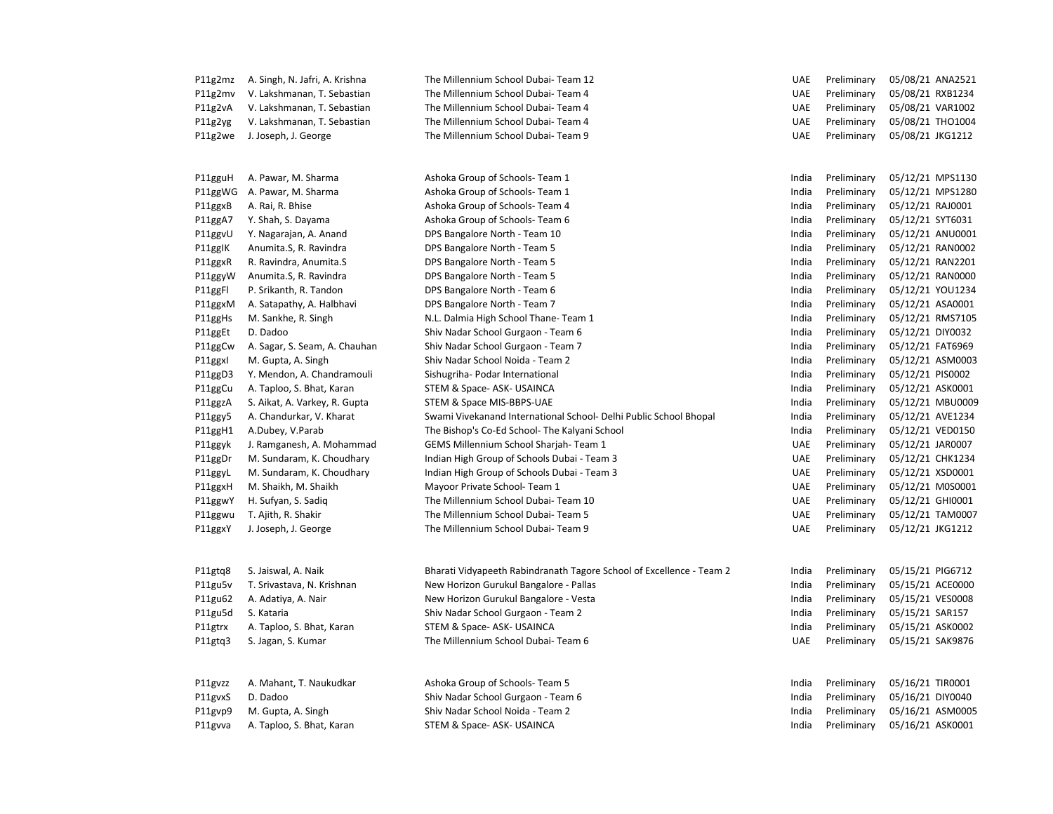| | | | | | | |
|---|---|---|---|---|---|---|
| P11g2mz | A. Singh, N. Jafri, A. Krishna | The Millennium School Dubai- Team 12 | UAE | Preliminary | 05/08/21 | ANA2521 |
| P11g2mv | V. Lakshmanan, T. Sebastian | The Millennium School Dubai- Team 4 | UAE | Preliminary | 05/08/21 | RXB1234 |
| P11g2vA | V. Lakshmanan, T. Sebastian | The Millennium School Dubai- Team 4 | UAE | Preliminary | 05/08/21 | VAR1002 |
| P11g2yg | V. Lakshmanan, T. Sebastian | The Millennium School Dubai- Team 4 | UAE | Preliminary | 05/08/21 | THO1004 |
| P11g2we | J. Joseph, J. George | The Millennium School Dubai- Team 9 | UAE | Preliminary | 05/08/21 | JKG1212 |
| | | | | | | |
| P11gguH | A. Pawar, M. Sharma | Ashoka Group of Schools- Team 1 | India | Preliminary | 05/12/21 | MPS1130 |
| P11ggWG | A. Pawar, M. Sharma | Ashoka Group of Schools- Team 1 | India | Preliminary | 05/12/21 | MPS1280 |
| P11ggxB | A. Rai, R. Bhise | Ashoka Group of Schools- Team 4 | India | Preliminary | 05/12/21 | RAJ0001 |
| P11ggA7 | Y. Shah, S. Dayama | Ashoka Group of Schools- Team 6 | India | Preliminary | 05/12/21 | SYT6031 |
| P11ggvU | Y. Nagarajan, A. Anand | DPS Bangalore North - Team 10 | India | Preliminary | 05/12/21 | ANU0001 |
| P11ggIK | Anumita.S, R. Ravindra | DPS Bangalore North - Team 5 | India | Preliminary | 05/12/21 | RAN0002 |
| P11ggxR | R. Ravindra, Anumita.S | DPS Bangalore North - Team 5 | India | Preliminary | 05/12/21 | RAN2201 |
| P11ggyW | Anumita.S, R. Ravindra | DPS Bangalore North - Team 5 | India | Preliminary | 05/12/21 | RAN0000 |
| P11ggFl | P. Srikanth, R. Tandon | DPS Bangalore North - Team 6 | India | Preliminary | 05/12/21 | YOU1234 |
| P11ggxM | A. Satapathy, A. Halbhavi | DPS Bangalore North - Team 7 | India | Preliminary | 05/12/21 | ASA0001 |
| P11ggHs | M. Sankhe, R. Singh | N.L. Dalmia High School Thane- Team 1 | India | Preliminary | 05/12/21 | RMS7105 |
| P11ggEt | D. Dadoo | Shiv Nadar School Gurgaon - Team 6 | India | Preliminary | 05/12/21 | DIY0032 |
| P11ggCw | A. Sagar, S. Seam, A. Chauhan | Shiv Nadar School Gurgaon - Team 7 | India | Preliminary | 05/12/21 | FAT6969 |
| P11ggxI | M. Gupta, A. Singh | Shiv Nadar School Noida - Team 2 | India | Preliminary | 05/12/21 | ASM0003 |
| P11ggD3 | Y. Mendon, A. Chandramouli | Sishugriha- Podar International | India | Preliminary | 05/12/21 | PIS0002 |
| P11ggCu | A. Taploo, S. Bhat, Karan | STEM & Space- ASK- USAINCA | India | Preliminary | 05/12/21 | ASK0001 |
| P11ggzA | S. Aikat, A. Varkey, R. Gupta | STEM & Space MIS-BBPS-UAE | India | Preliminary | 05/12/21 | MBU0009 |
| P11ggy5 | A. Chandurkar, V. Kharat | Swami Vivekanand International School- Delhi Public School Bhopal | India | Preliminary | 05/12/21 | AVE1234 |
| P11ggH1 | A.Dubey, V.Parab | The Bishop's Co-Ed School- The Kalyani School | India | Preliminary | 05/12/21 | VED0150 |
| P11ggyk | J. Ramganesh, A. Mohammad | GEMS Millennium School Sharjah- Team 1 | UAE | Preliminary | 05/12/21 | JAR0007 |
| P11ggDr | M. Sundaram, K. Choudhary | Indian High Group of Schools Dubai - Team 3 | UAE | Preliminary | 05/12/21 | CHK1234 |
| P11ggyL | M. Sundaram, K. Choudhary | Indian High Group of Schools Dubai - Team 3 | UAE | Preliminary | 05/12/21 | XSD0001 |
| P11ggxH | M. Shaikh, M. Shaikh | Mayoor Private School- Team 1 | UAE | Preliminary | 05/12/21 | M0S0001 |
| P11ggwY | H. Sufyan, S. Sadiq | The Millennium School Dubai- Team 10 | UAE | Preliminary | 05/12/21 | GHI0001 |
| P11ggwu | T. Ajith, R. Shakir | The Millennium School Dubai- Team 5 | UAE | Preliminary | 05/12/21 | TAM0007 |
| P11ggxY | J. Joseph, J. George | The Millennium School Dubai- Team 9 | UAE | Preliminary | 05/12/21 | JKG1212 |
| | | | | | | |
| P11gtq8 | S. Jaiswal, A. Naik | Bharati Vidyapeeth Rabindranath Tagore School of Excellence - Team 2 | India | Preliminary | 05/15/21 | PIG6712 |
| P11gu5v | T. Srivastava, N. Krishnan | New Horizon Gurukul Bangalore - Pallas | India | Preliminary | 05/15/21 | ACE0000 |
| P11gu62 | A. Adatiya, A. Nair | New Horizon Gurukul Bangalore - Vesta | India | Preliminary | 05/15/21 | VES0008 |
| P11gu5d | S. Kataria | Shiv Nadar School Gurgaon - Team 2 | India | Preliminary | 05/15/21 | SAR157 |
| P11gtrx | A. Taploo, S. Bhat, Karan | STEM & Space- ASK- USAINCA | India | Preliminary | 05/15/21 | ASK0002 |
| P11gtq3 | S. Jagan, S. Kumar | The Millennium School Dubai- Team 6 | UAE | Preliminary | 05/15/21 | SAK9876 |
| | | | | | | |
| P11gvzz | A. Mahant, T. Naukudkar | Ashoka Group of Schools- Team 5 | India | Preliminary | 05/16/21 | TIR0001 |
| P11gvxS | D. Dadoo | Shiv Nadar School Gurgaon - Team 6 | India | Preliminary | 05/16/21 | DIY0040 |
| P11gvp9 | M. Gupta, A. Singh | Shiv Nadar School Noida - Team 2 | India | Preliminary | 05/16/21 | ASM0005 |
| P11gvva | A. Taploo, S. Bhat, Karan | STEM & Space- ASK- USAINCA | India | Preliminary | 05/16/21 | ASK0001 |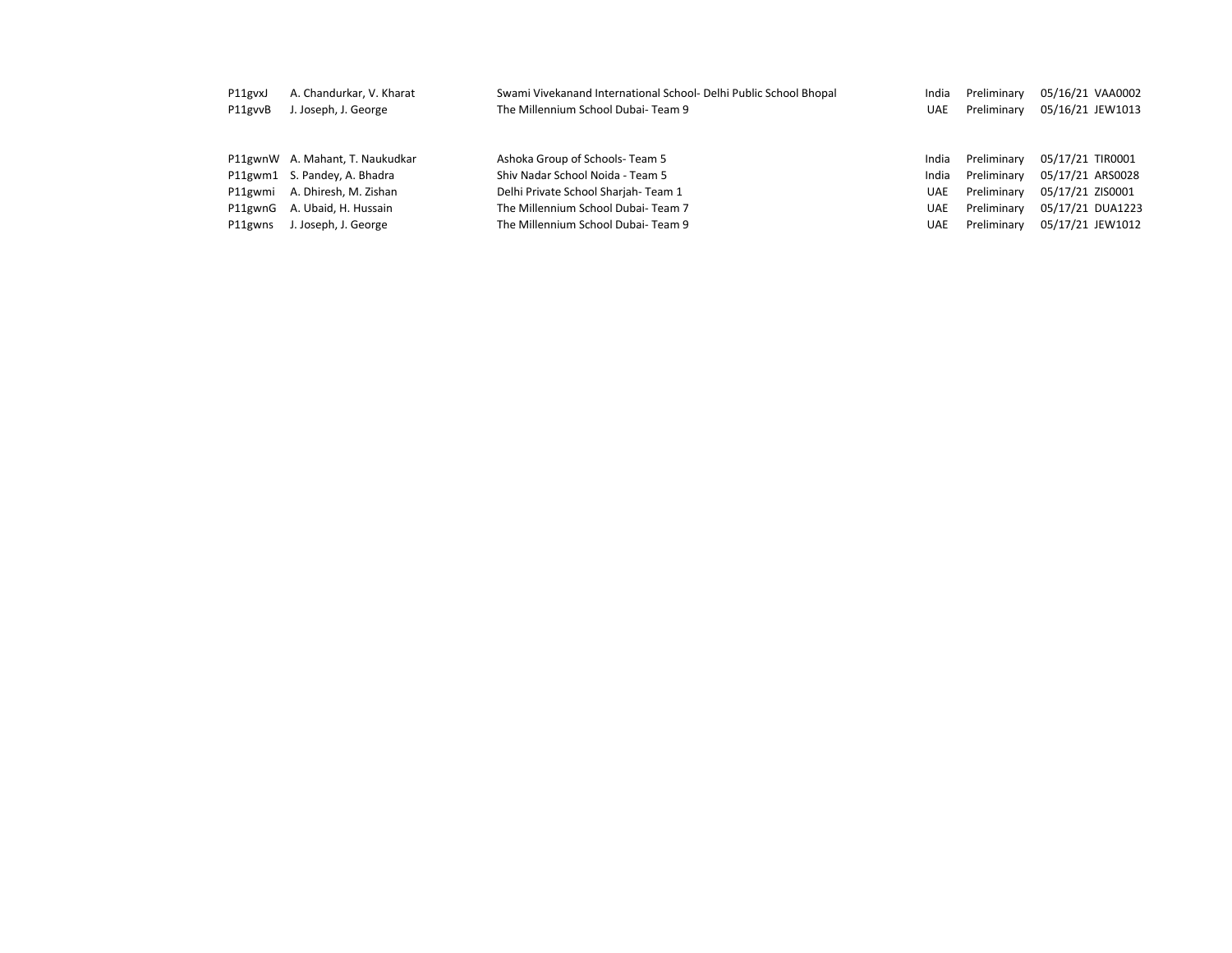| | | | | | | |
|---|---|---|---|---|---|---|
| P11gvxJ | A. Chandurkar, V. Kharat | Swami Vivekanand International School- Delhi Public School Bhopal | India | Preliminary | 05/16/21 | VAA0002 |
| P11gvvB | J. Joseph, J. George | The Millennium School Dubai- Team 9 | UAE | Preliminary | 05/16/21 | JEW1013 |
| | | | | | | |
| P11gwnW | A. Mahant, T. Naukudkar | Ashoka Group of Schools- Team 5 | India | Preliminary | 05/17/21 | TIR0001 |
| P11gwm1 | S. Pandey, A. Bhadra | Shiv Nadar School Noida - Team 5 | India | Preliminary | 05/17/21 | ARS0028 |
| P11gwmi | A. Dhiresh, M. Zishan | Delhi Private School Sharjah- Team 1 | UAE | Preliminary | 05/17/21 | ZIS0001 |
| P11gwnG | A. Ubaid, H. Hussain | The Millennium School Dubai- Team 7 | UAE | Preliminary | 05/17/21 | DUA1223 |
| P11gwns | J. Joseph, J. George | The Millennium School Dubai- Team 9 | UAE | Preliminary | 05/17/21 | JEW1012 |